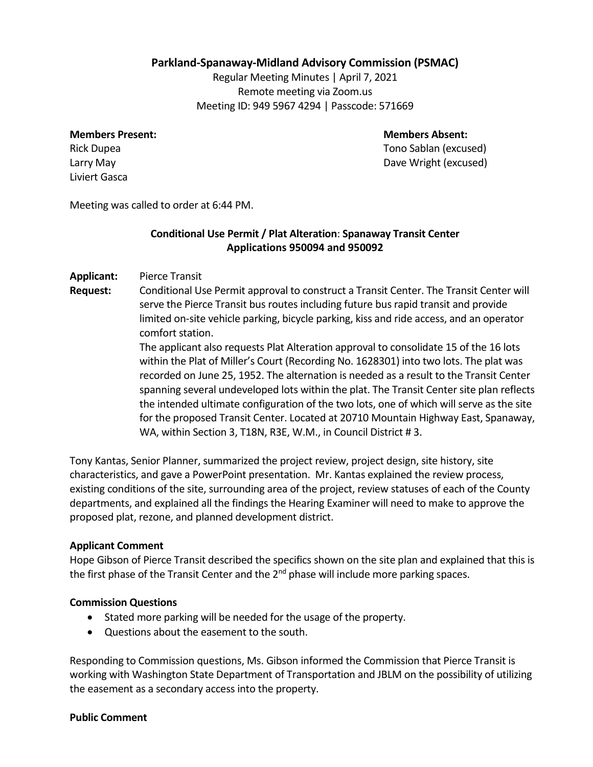# Parkland-Spanaway-Midland Advisory Commission (PSMAC)

Regular Meeting Minutes | April 7, 2021
Remote meeting via Zoom.us
Meeting ID: 949 5967 4294 | Passcode: 571669

**Members Present:**
Rick Dupea
Larry May
Liviert Gasca

**Members Absent:**
Tono Sablan (excused)
Dave Wright (excused)

Meeting was called to order at 6:44 PM.

## Conditional Use Permit / Plat Alteration: Spanaway Transit Center Applications 950094 and 950092

**Applicant:** Pierce Transit

**Request:** Conditional Use Permit approval to construct a Transit Center. The Transit Center will serve the Pierce Transit bus routes including future bus rapid transit and provide limited on-site vehicle parking, bicycle parking, kiss and ride access, and an operator comfort station.

The applicant also requests Plat Alteration approval to consolidate 15 of the 16 lots within the Plat of Miller's Court (Recording No. 1628301) into two lots. The plat was recorded on June 25, 1952. The alternation is needed as a result to the Transit Center spanning several undeveloped lots within the plat. The Transit Center site plan reflects the intended ultimate configuration of the two lots, one of which will serve as the site for the proposed Transit Center. Located at 20710 Mountain Highway East, Spanaway, WA, within Section 3, T18N, R3E, W.M., in Council District # 3.

Tony Kantas, Senior Planner, summarized the project review, project design, site history, site characteristics, and gave a PowerPoint presentation. Mr. Kantas explained the review process, existing conditions of the site, surrounding area of the project, review statuses of each of the County departments, and explained all the findings the Hearing Examiner will need to make to approve the proposed plat, rezone, and planned development district.

**Applicant Comment**

Hope Gibson of Pierce Transit described the specifics shown on the site plan and explained that this is the first phase of the Transit Center and the 2nd phase will include more parking spaces.

**Commission Questions**

- Stated more parking will be needed for the usage of the property.
- Questions about the easement to the south.

Responding to Commission questions, Ms. Gibson informed the Commission that Pierce Transit is working with Washington State Department of Transportation and JBLM on the possibility of utilizing the easement as a secondary access into the property.

**Public Comment**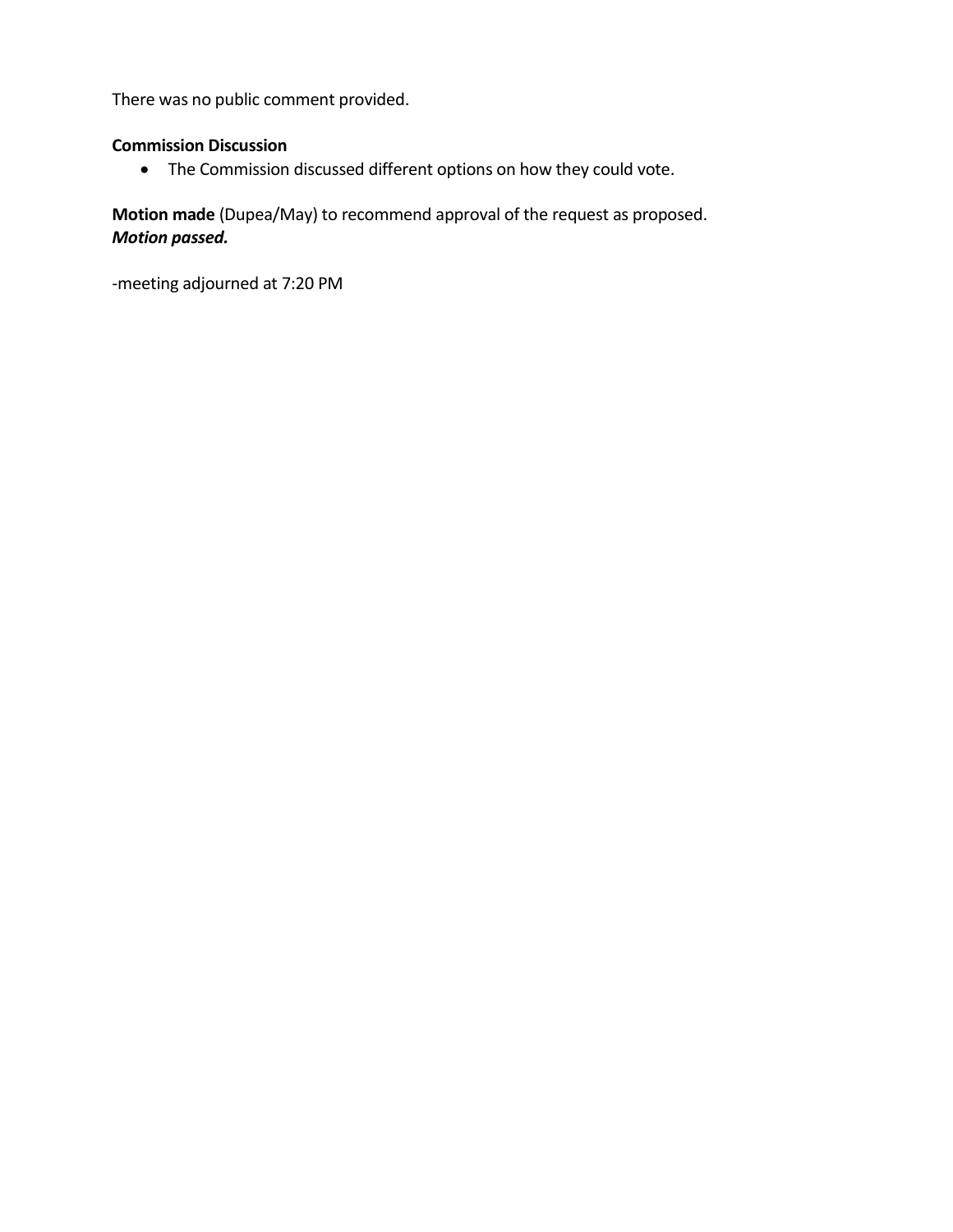There was no public comment provided.

**Commission Discussion**

- The Commission discussed different options on how they could vote.

**Motion made** (Dupea/May) to recommend approval of the request as proposed.
***Motion passed.***

-meeting adjourned at 7:20 PM